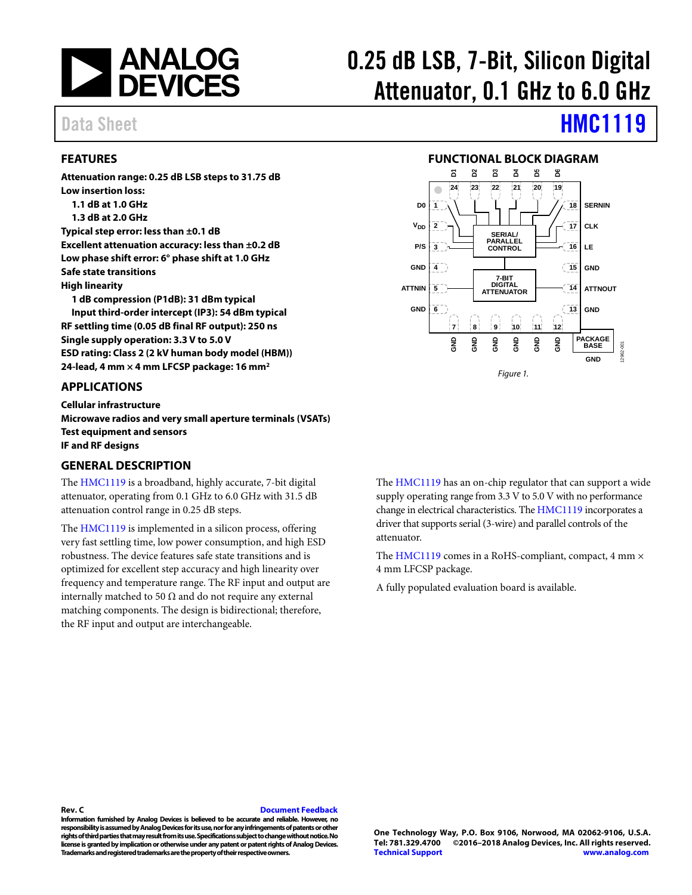# 0.25 dB LSB, 7-Bit, Silicon Digital Attenuator, 0.1 GHz to 6.0 GHz

Data Sheet **HMC1119**

## FEATURES

**Attenuation range: 0.25 dB LSB steps to 31.75 dB**
**Low insertion loss:**
- **1.1 dB at 1.0 GHz**
- **1.3 dB at 2.0 GHz**

**Typical step error: less than ±0.1 dB**
**Excellent attenuation accuracy: less than ±0.2 dB**
**Low phase shift error: 6° phase shift at 1.0 GHz**
**Safe state transitions**
**High linearity**
- **1 dB compression (P1dB): 31 dBm typical**
- **Input third-order intercept (IP3): 54 dBm typical**

**RF settling time (0.05 dB final RF output): 250 ns**
**Single supply operation: 3.3 V to 5.0 V**
**ESD rating: Class 2 (2 kV human body model (HBM))**
**24-lead, 4 mm × 4 mm LFCSP package: 16 mm²**

## APPLICATIONS

**Cellular infrastructure**
**Microwave radios and very small aperture terminals (VSATs)**
**Test equipment and sensors**
**IF and RF designs**

## FUNCTIONAL BLOCK DIAGRAM

Figure 1.

## GENERAL DESCRIPTION

The HMC1119 is a broadband, highly accurate, 7-bit digital attenuator, operating from 0.1 GHz to 6.0 GHz with 31.5 dB attenuation control range in 0.25 dB steps.

The HMC1119 is implemented in a silicon process, offering very fast settling time, low power consumption, and high ESD robustness. The device features safe state transitions and is optimized for excellent step accuracy and high linearity over frequency and temperature range. The RF input and output are internally matched to 50 Ω and do not require any external matching components. The design is bidirectional; therefore, the RF input and output are interchangeable.

The HMC1119 has an on-chip regulator that can support a wide supply operating range from 3.3 V to 5.0 V with no performance change in electrical characteristics. The HMC1119 incorporates a driver that supports serial (3-wire) and parallel controls of the attenuator.

The HMC1119 comes in a RoHS-compliant, compact, 4 mm × 4 mm LFCSP package.

A fully populated evaluation board is available.

**Rev. C** Document Feedback
**Information furnished by Analog Devices is believed to be accurate and reliable. However, no responsibility is assumed by Analog Devices for its use, nor for any infringements of patents or other rights of third parties that may result from its use. Specifications subject to change without notice. No license is granted by implication or otherwise under any patent or patent rights of Analog Devices. Trademarks and registered trademarks are the property of their respective owners.**

**One Technology Way, P.O. Box 9106, Norwood, MA 02062-9106, U.S.A.**
**Tel: 781.329.4700 ©2016–2018 Analog Devices, Inc. All rights reserved.**
**Technical Support www.analog.com**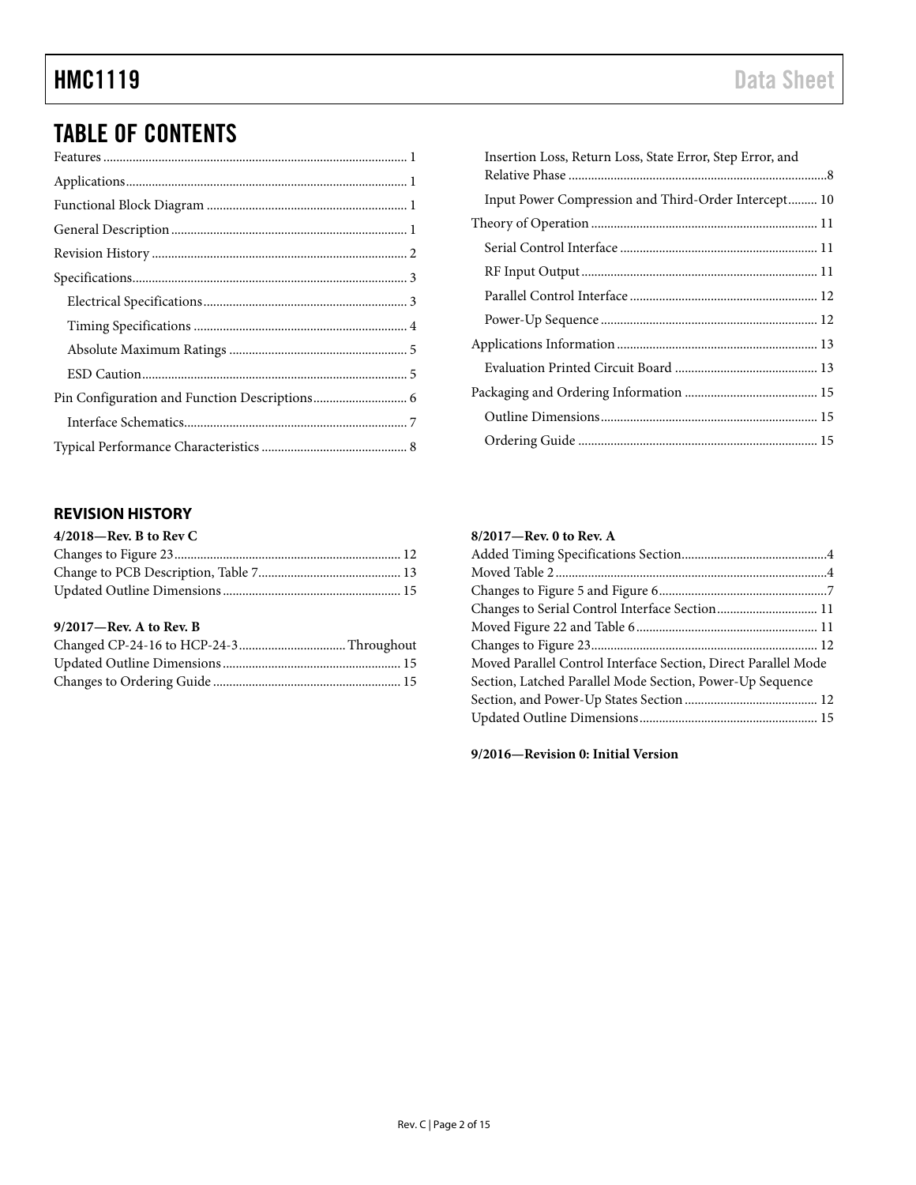## TABLE OF CONTENTS

Features ... 1
Applications ... 1
Functional Block Diagram ... 1
General Description ... 1
Revision History ... 2
Specifications ... 3
- Electrical Specifications ... 3
- Timing Specifications ... 4
- Absolute Maximum Ratings ... 5
- ESD Caution ... 5

Pin Configuration and Function Descriptions ... 6
- Interface Schematics ... 7

Typical Performance Characteristics ... 8
- Insertion Loss, Return Loss, State Error, Step Error, and Relative Phase ... 8
- Input Power Compression and Third-Order Intercept ... 10

Theory of Operation ... 11
- Serial Control Interface ... 11
- RF Input Output ... 11
- Parallel Control Interface ... 12
- Power-Up Sequence ... 12

Applications Information ... 13
- Evaluation Printed Circuit Board ... 13

Packaging and Ordering Information ... 15
- Outline Dimensions ... 15
- Ordering Guide ... 15

### REVISION HISTORY

**4/2018—Rev. B to Rev C**

Changes to Figure 23 ... 12
Change to PCB Description, Table 7 ... 13
Updated Outline Dimensions ... 15

**9/2017—Rev. A to Rev. B**

Changed CP-24-16 to HCP-24-3 ... Throughout
Updated Outline Dimensions ... 15
Changes to Ordering Guide ... 15

**8/2017—Rev. 0 to Rev. A**

Added Timing Specifications Section ... 4
Moved Table 2 ... 4
Changes to Figure 5 and Figure 6 ... 7
Changes to Serial Control Interface Section ... 11
Moved Figure 22 and Table 6 ... 11
Changes to Figure 23 ... 12
Moved Parallel Control Interface Section, Direct Parallel Mode Section, Latched Parallel Mode Section, Power-Up Sequence Section, and Power-Up States Section ... 12
Updated Outline Dimensions ... 15

**9/2016—Revision 0: Initial Version**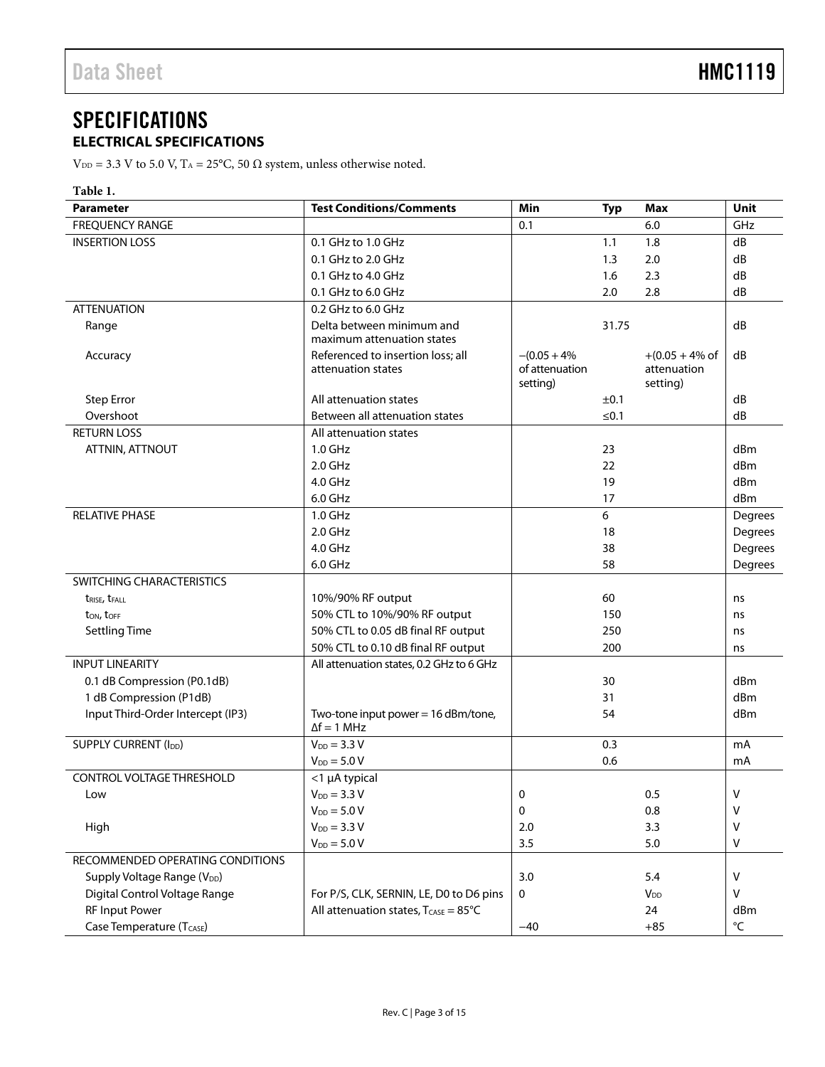# SPECIFICATIONS

## ELECTRICAL SPECIFICATIONS

$V_{DD}$ = 3.3 V to 5.0 V, $T_A$ = 25°C, 50 Ω system, unless otherwise noted.

**Table 1.**

| Parameter | Test Conditions/Comments | Min | Typ | Max | Unit |
|---|---|---|---|---|---|
| FREQUENCY RANGE | | 0.1 | | 6.0 | GHz |
| INSERTION LOSS | 0.1 GHz to 1.0 GHz | | 1.1 | 1.8 | dB |
| | 0.1 GHz to 2.0 GHz | | 1.3 | 2.0 | dB |
| | 0.1 GHz to 4.0 GHz | | 1.6 | 2.3 | dB |
| | 0.1 GHz to 6.0 GHz | | 2.0 | 2.8 | dB |
| ATTENUATION | 0.2 GHz to 6.0 GHz | | | | |
| Range | Delta between minimum and maximum attenuation states | | 31.75 | | dB |
| Accuracy | Referenced to insertion loss; all attenuation states | −(0.05 + 4% of attenuation setting) | | +(0.05 + 4% of attenuation setting) | dB |
| Step Error | All attenuation states | | ±0.1 | | dB |
| Overshoot | Between all attenuation states | | ≤0.1 | | dB |
| RETURN LOSS | All attenuation states | | | | |
| ATTNIN, ATTNOUT | 1.0 GHz | | 23 | | dBm |
| | 2.0 GHz | | 22 | | dBm |
| | 4.0 GHz | | 19 | | dBm |
| | 6.0 GHz | | 17 | | dBm |
| RELATIVE PHASE | 1.0 GHz | | 6 | | Degrees |
| | 2.0 GHz | | 18 | | Degrees |
| | 4.0 GHz | | 38 | | Degrees |
| | 6.0 GHz | | 58 | | Degrees |
| SWITCHING CHARACTERISTICS | | | | | |
| $t_{RISE}$, $t_{FALL}$ | 10%/90% RF output | | 60 | | ns |
| $t_{ON}$, $t_{OFF}$ | 50% CTL to 10%/90% RF output | | 150 | | ns |
| Settling Time | 50% CTL to 0.05 dB final RF output | | 250 | | ns |
| | 50% CTL to 0.10 dB final RF output | | 200 | | ns |
| INPUT LINEARITY | All attenuation states, 0.2 GHz to 6 GHz | | | | |
| 0.1 dB Compression (P0.1dB) | | | 30 | | dBm |
| 1 dB Compression (P1dB) | | | 31 | | dBm |
| Input Third-Order Intercept (IP3) | Two-tone input power = 16 dBm/tone, Δf = 1 MHz | | 54 | | dBm |
| SUPPLY CURRENT ($I_{DD}$) | $V_{DD}$ = 3.3 V | | 0.3 | | mA |
| | $V_{DD}$ = 5.0 V | | 0.6 | | mA |
| CONTROL VOLTAGE THRESHOLD | <1 µA typical | | | | |
| Low | $V_{DD}$ = 3.3 V | 0 | | 0.5 | V |
| | $V_{DD}$ = 5.0 V | 0 | | 0.8 | V |
| High | $V_{DD}$ = 3.3 V | 2.0 | | 3.3 | V |
| | $V_{DD}$ = 5.0 V | 3.5 | | 5.0 | V |
| RECOMMENDED OPERATING CONDITIONS | | | | | |
| Supply Voltage Range ($V_{DD}$) | | 3.0 | | 5.4 | V |
| Digital Control Voltage Range | For P/S, CLK, SERNIN, LE, D0 to D6 pins | 0 | | $V_{DD}$ | V |
| RF Input Power | All attenuation states, $T_{CASE}$ = 85°C | | | 24 | dBm |
| Case Temperature ($T_{CASE}$) | | −40 | | +85 | °C |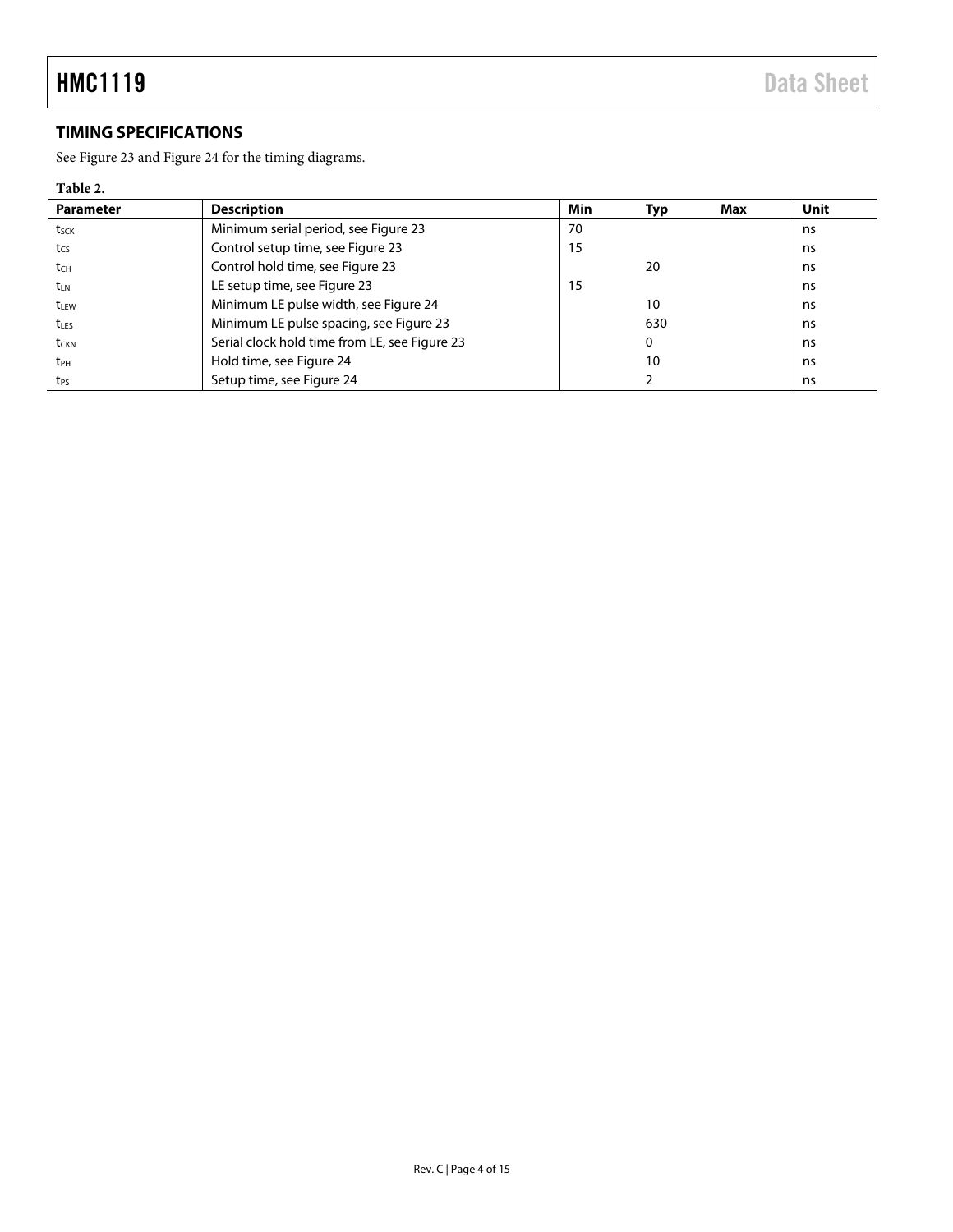## TIMING SPECIFICATIONS

See Figure 23 and Figure 24 for the timing diagrams.

**Table 2.**

| Parameter | Description | Min | Typ | Max | Unit |
|---|---|---|---|---|---|
| $t_{SCK}$ | Minimum serial period, see Figure 23 | 70 | | | ns |
| $t_{CS}$ | Control setup time, see Figure 23 | 15 | | | ns |
| $t_{CH}$ | Control hold time, see Figure 23 | | 20 | | ns |
| $t_{LN}$ | LE setup time, see Figure 23 | 15 | | | ns |
| $t_{LEW}$ | Minimum LE pulse width, see Figure 24 | | 10 | | ns |
| $t_{LES}$ | Minimum LE pulse spacing, see Figure 23 | | 630 | | ns |
| $t_{CKN}$ | Serial clock hold time from LE, see Figure 23 | | 0 | | ns |
| $t_{PH}$ | Hold time, see Figure 24 | | 10 | | ns |
| $t_{PS}$ | Setup time, see Figure 24 | | 2 | | ns |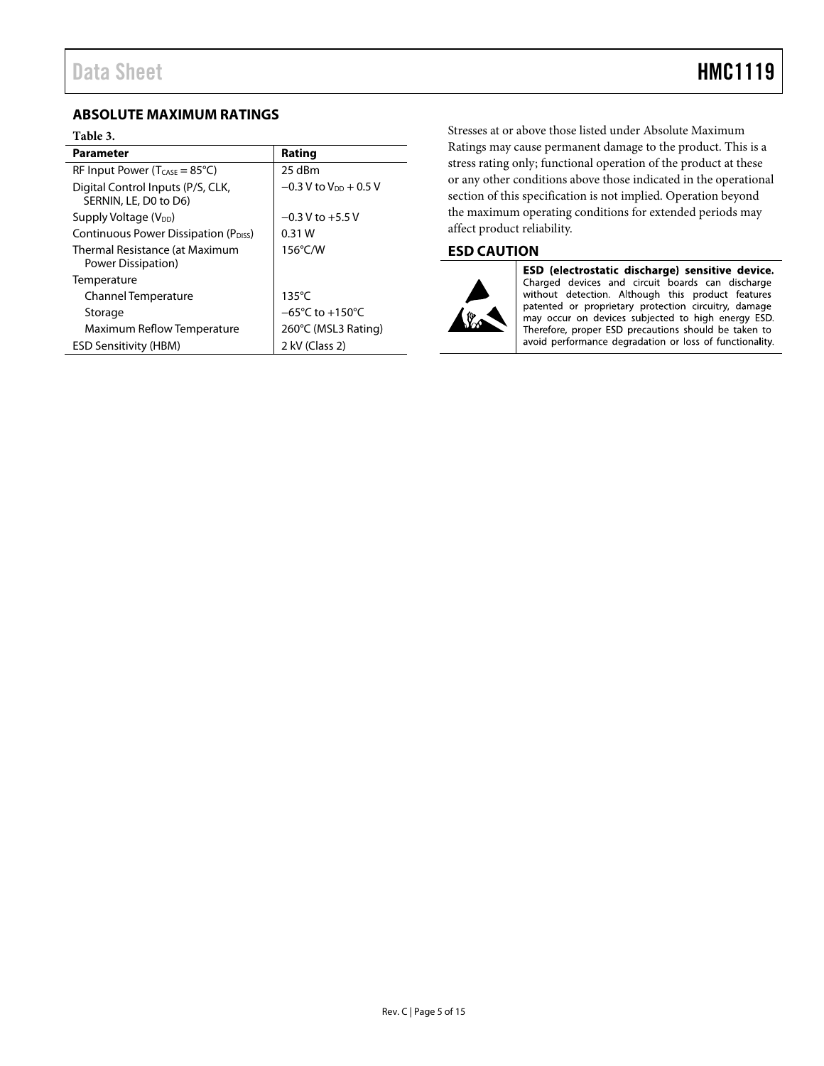## ABSOLUTE MAXIMUM RATINGS

**Table 3.**

| Parameter | Rating |
|---|---|
| RF Input Power ($T_{CASE}$ = 85°C) | 25 dBm |
| Digital Control Inputs (P/S, CLK, SERNIN, LE, D0 to D6) | −0.3 V to $V_{DD}$ + 0.5 V |
| Supply Voltage ($V_{DD}$) | −0.3 V to +5.5 V |
| Continuous Power Dissipation ($P_{DISS}$) | 0.31 W |
| Thermal Resistance (at Maximum Power Dissipation) | 156°C/W |
| Temperature | |
| Channel Temperature | 135°C |
| Storage | −65°C to +150°C |
| Maximum Reflow Temperature | 260°C (MSL3 Rating) |
| ESD Sensitivity (HBM) | 2 kV (Class 2) |

Stresses at or above those listed under Absolute Maximum Ratings may cause permanent damage to the product. This is a stress rating only; functional operation of the product at these or any other conditions above those indicated in the operational section of this specification is not implied. Operation beyond the maximum operating conditions for extended periods may affect product reliability.

## ESD CAUTION

**ESD (electrostatic discharge) sensitive device.** Charged devices and circuit boards can discharge without detection. Although this product features patented or proprietary protection circuitry, damage may occur on devices subjected to high energy ESD. Therefore, proper ESD precautions should be taken to avoid performance degradation or loss of functionality.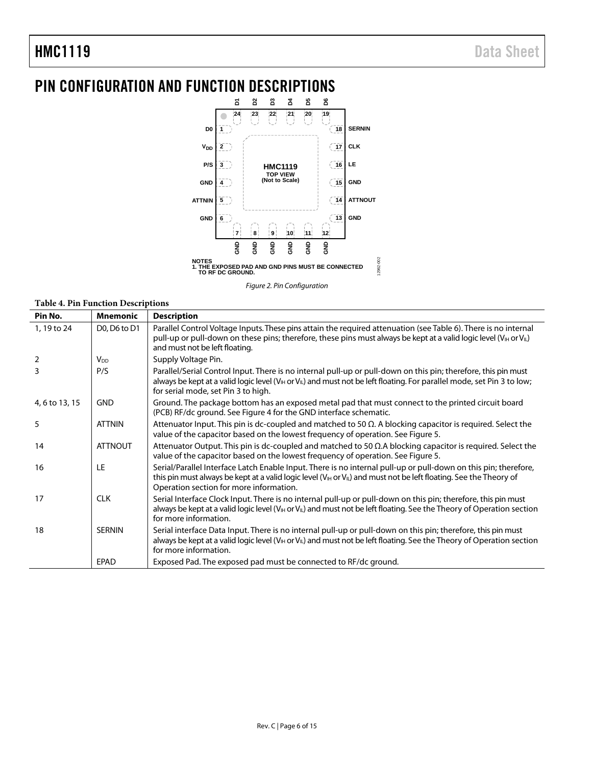# PIN CONFIGURATION AND FUNCTION DESCRIPTIONS

NOTES
1. THE EXPOSED PAD AND GND PINS MUST BE CONNECTED TO RF DC GROUND.

*Figure 2. Pin Configuration*

**Table 4. Pin Function Descriptions**

| Pin No. | Mnemonic | Description |
|---|---|---|
| 1, 19 to 24 | D0, D6 to D1 | Parallel Control Voltage Inputs. These pins attain the required attenuation (see Table 6). There is no internal pull-up or pull-down on these pins; therefore, these pins must always be kept at a valid logic level ($V_{IH}$ or $V_{IL}$) and must not be left floating. |
| 2 | $V_{DD}$ | Supply Voltage Pin. |
| 3 | P/S | Parallel/Serial Control Input. There is no internal pull-up or pull-down on this pin; therefore, this pin must always be kept at a valid logic level ($V_{IH}$ or $V_{IL}$) and must not be left floating. For parallel mode, set Pin 3 to low; for serial mode, set Pin 3 to high. |
| 4, 6 to 13, 15 | GND | Ground. The package bottom has an exposed metal pad that must connect to the printed circuit board (PCB) RF/dc ground. See Figure 4 for the GND interface schematic. |
| 5 | ATTNIN | Attenuator Input. This pin is dc-coupled and matched to 50 Ω. A blocking capacitor is required. Select the value of the capacitor based on the lowest frequency of operation. See Figure 5. |
| 14 | ATTNOUT | Attenuator Output. This pin is dc-coupled and matched to 50 Ω.A blocking capacitor is required. Select the value of the capacitor based on the lowest frequency of operation. See Figure 5. |
| 16 | LE | Serial/Parallel Interface Latch Enable Input. There is no internal pull-up or pull-down on this pin; therefore, this pin must always be kept at a valid logic level ($V_{IH}$ or $V_{IL}$) and must not be left floating. See the Theory of Operation section for more information. |
| 17 | CLK | Serial Interface Clock Input. There is no internal pull-up or pull-down on this pin; therefore, this pin must always be kept at a valid logic level ($V_{IH}$ or $V_{IL}$) and must not be left floating. See the Theory of Operation section for more information. |
| 18 | SERNIN | Serial interface Data Input. There is no internal pull-up or pull-down on this pin; therefore, this pin must always be kept at a valid logic level ($V_{IH}$ or $V_{IL}$) and must not be left floating. See the Theory of Operation section for more information. |
| | EPAD | Exposed Pad. The exposed pad must be connected to RF/dc ground. |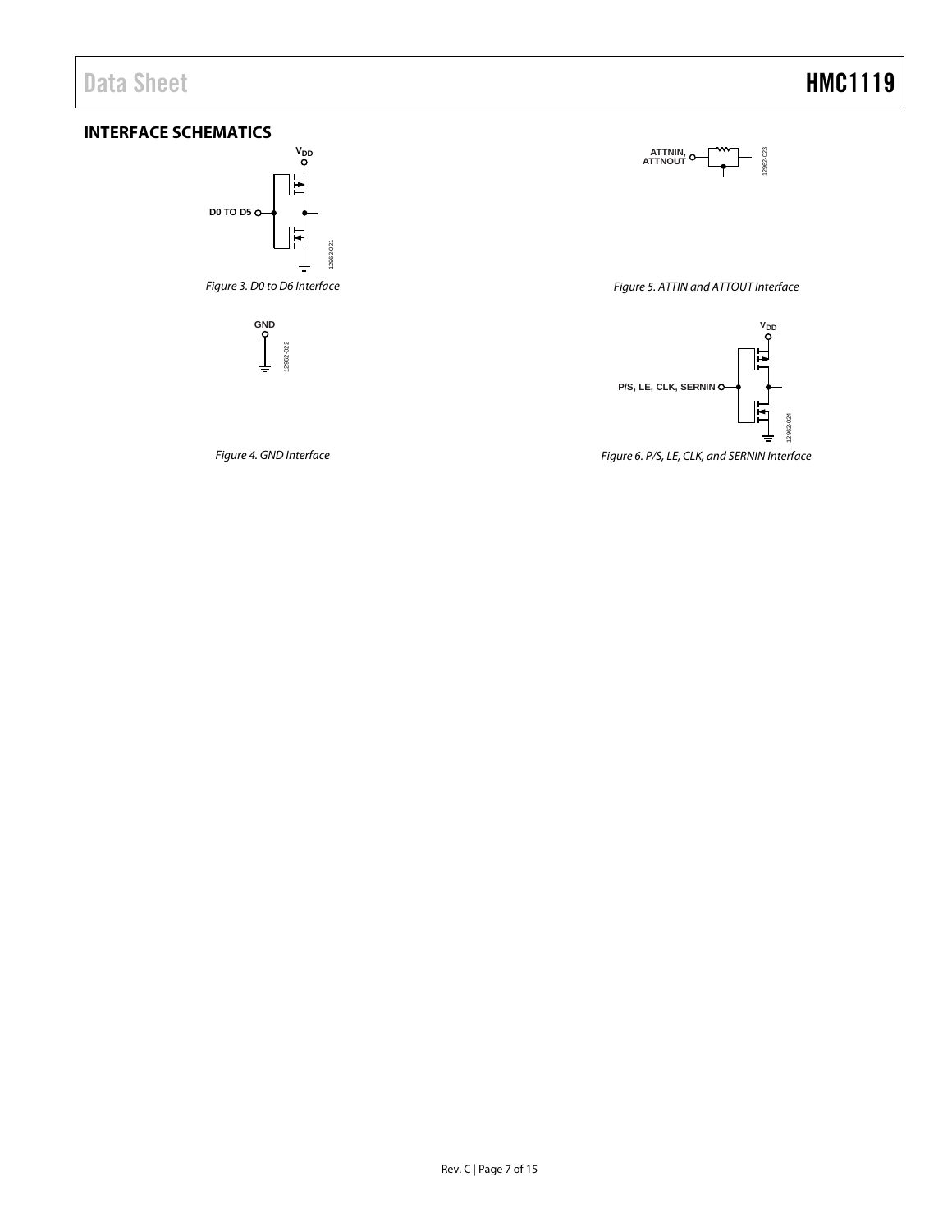## INTERFACE SCHEMATICS

Figure 3. D0 to D6 Interface

Figure 4. GND Interface

Figure 5. ATTIN and ATTOUT Interface

Figure 6. P/S, LE, CLK, and SERNIN Interface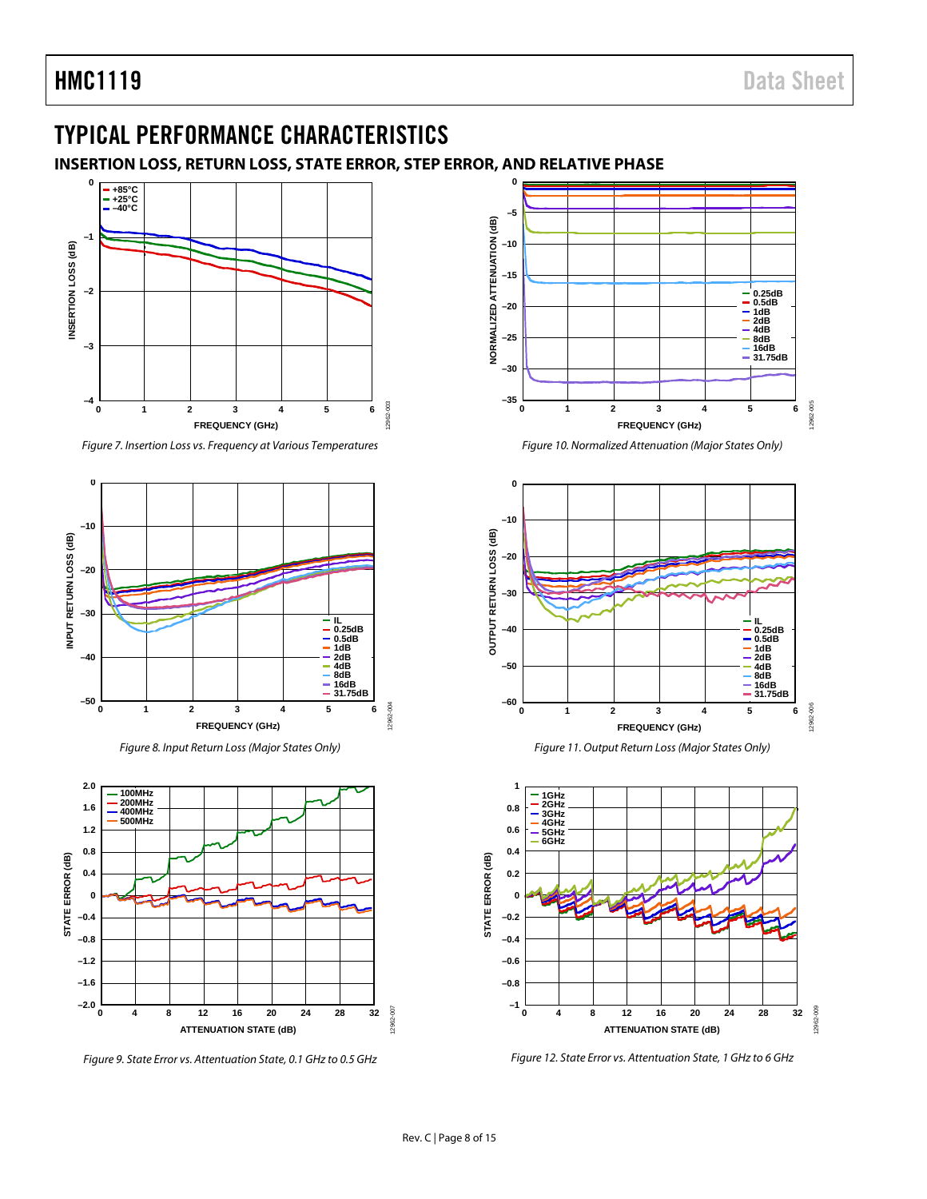## TYPICAL PERFORMANCE CHARACTERISTICS

### INSERTION LOSS, RETURN LOSS, STATE ERROR, STEP ERROR, AND RELATIVE PHASE

*Figure 7. Insertion Loss vs. Frequency at Various Temperatures*

*Figure 8. Input Return Loss (Major States Only)*

*Figure 9. State Error vs. Attenuation State, 0.1 GHz to 0.5 GHz*

*Figure 10. Normalized Attenuation (Major States Only)*

*Figure 11. Output Return Loss (Major States Only)*

*Figure 12. State Error vs. Attenuation State, 1 GHz to 6 GHz*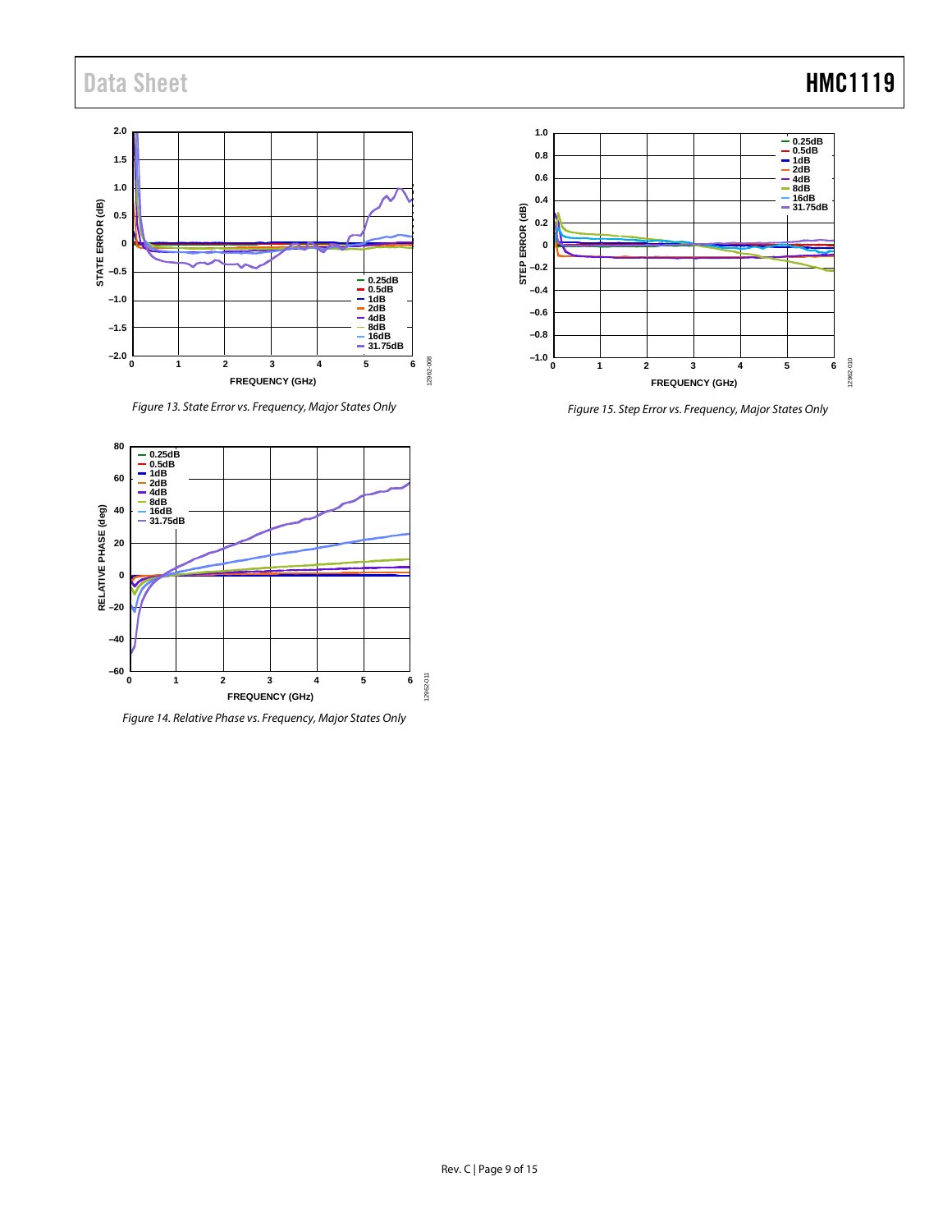Figure 13. State Error vs. Frequency, Major States Only

Figure 14. Relative Phase vs. Frequency, Major States Only

Figure 15. Step Error vs. Frequency, Major States Only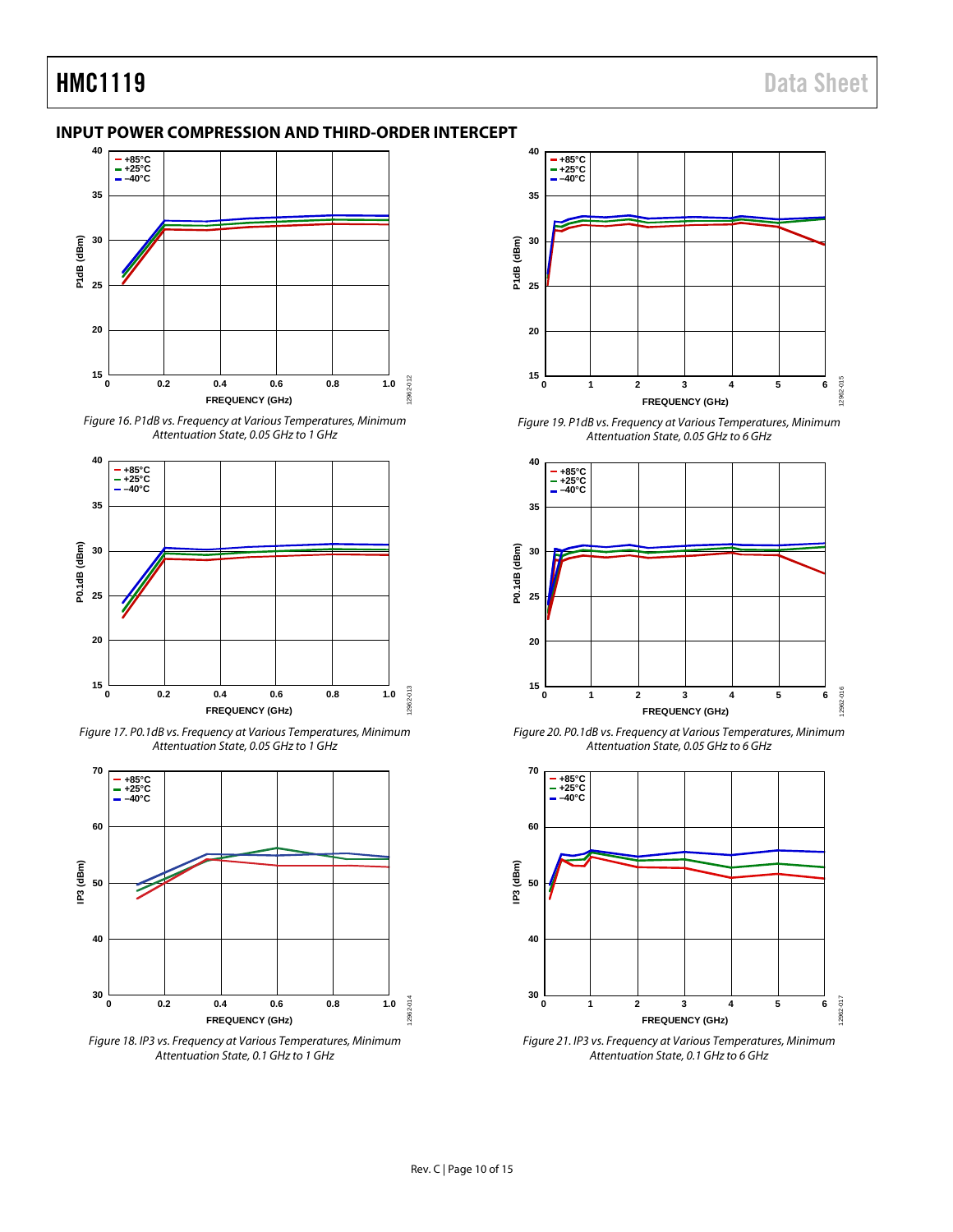## INPUT POWER COMPRESSION AND THIRD-ORDER INTERCEPT

Figure 16. P1dB vs. Frequency at Various Temperatures, Minimum Attentuation State, 0.05 GHz to 1 GHz

Figure 17. P0.1dB vs. Frequency at Various Temperatures, Minimum Attentuation State, 0.05 GHz to 1 GHz

Figure 18. IP3 vs. Frequency at Various Temperatures, Minimum Attentuation State, 0.1 GHz to 1 GHz

Figure 19. P1dB vs. Frequency at Various Temperatures, Minimum Attentuation State, 0.05 GHz to 6 GHz

Figure 20. P0.1dB vs. Frequency at Various Temperatures, Minimum Attentuation State, 0.05 GHz to 6 GHz

Figure 21. IP3 vs. Frequency at Various Temperatures, Minimum Attentuation State, 0.1 GHz to 6 GHz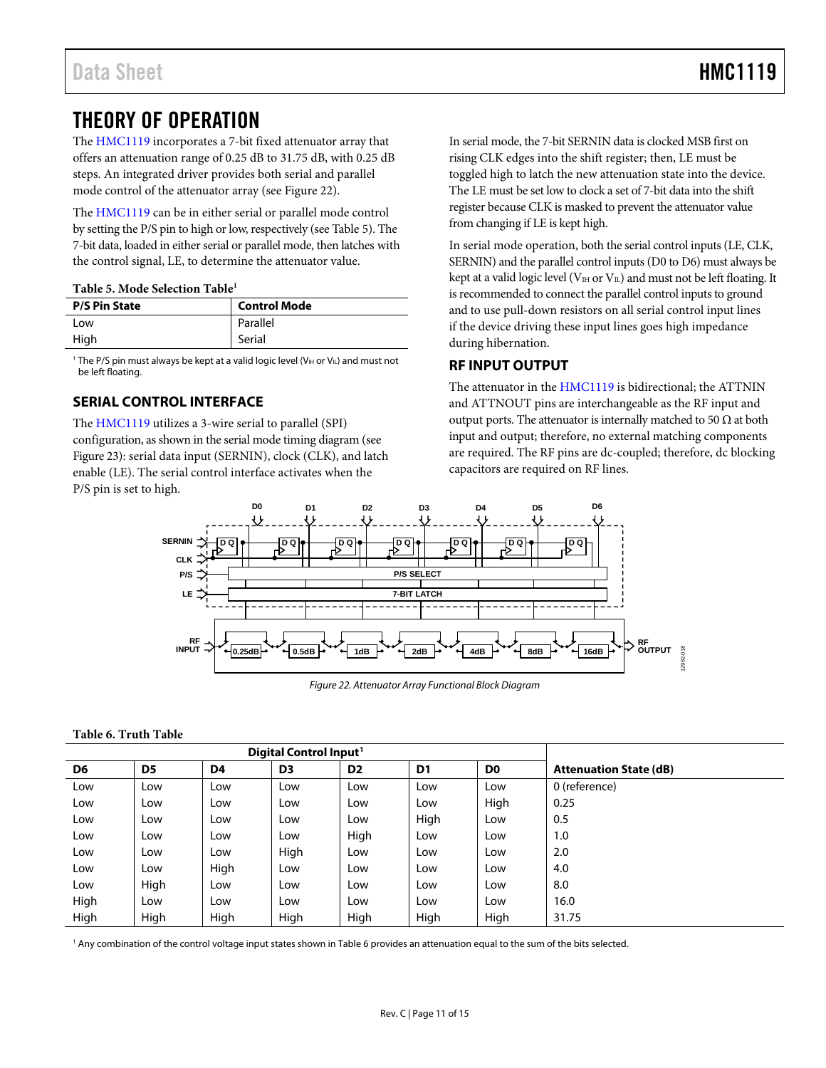# THEORY OF OPERATION

The HMC1119 incorporates a 7-bit fixed attenuator array that offers an attenuation range of 0.25 dB to 31.75 dB, with 0.25 dB steps. An integrated driver provides both serial and parallel mode control of the attenuator array (see Figure 22).

The HMC1119 can be in either serial or parallel mode control by setting the P/S pin to high or low, respectively (see Table 5). The 7-bit data, loaded in either serial or parallel mode, then latches with the control signal, LE, to determine the attenuator value.

**Table 5. Mode Selection Table[1]**

| P/S Pin State | Control Mode |
|---|---|
| Low | Parallel |
| High | Serial |

[1] The P/S pin must always be kept at a valid logic level ($V_{IH}$ or $V_{IL}$) and must not be left floating.

## SERIAL CONTROL INTERFACE

The HMC1119 utilizes a 3-wire serial to parallel (SPI) configuration, as shown in the serial mode timing diagram (see Figure 23): serial data input (SERNIN), clock (CLK), and latch enable (LE). The serial control interface activates when the P/S pin is set to high.

In serial mode, the 7-bit SERNIN data is clocked MSB first on rising CLK edges into the shift register; then, LE must be toggled high to latch the new attenuation state into the device. The LE must be set low to clock a set of 7-bit data into the shift register because CLK is masked to prevent the attenuator value from changing if LE is kept high.

In serial mode operation, both the serial control inputs (LE, CLK, SERNIN) and the parallel control inputs (D0 to D6) must always be kept at a valid logic level ($V_{IH}$ or $V_{IL}$) and must not be left floating. It is recommended to connect the parallel control inputs to ground and to use pull-down resistors on all serial control input lines if the device driving these input lines goes high impedance during hibernation.

## RF INPUT OUTPUT

The attenuator in the HMC1119 is bidirectional; the ATTNIN and ATTNOUT pins are interchangeable as the RF input and output ports. The attenuator is internally matched to 50 Ω at both input and output; therefore, no external matching components are required. The RF pins are dc-coupled; therefore, dc blocking capacitors are required on RF lines.

*Figure 22. Attenuator Array Functional Block Diagram*

**Table 6. Truth Table**

| Digital Control Input[1] | | | | | | | |
|---|---|---|---|---|---|---|---|
| **D6** | **D5** | **D4** | **D3** | **D2** | **D1** | **D0** | **Attenuation State (dB)** |
| Low | Low | Low | Low | Low | Low | Low | 0 (reference) |
| Low | Low | Low | Low | Low | Low | High | 0.25 |
| Low | Low | Low | Low | Low | High | Low | 0.5 |
| Low | Low | Low | Low | High | Low | Low | 1.0 |
| Low | Low | Low | High | Low | Low | Low | 2.0 |
| Low | Low | High | Low | Low | Low | Low | 4.0 |
| Low | High | Low | Low | Low | Low | Low | 8.0 |
| High | Low | Low | Low | Low | Low | Low | 16.0 |
| High | High | High | High | High | High | High | 31.75 |

[1] Any combination of the control voltage input states shown in Table 6 provides an attenuation equal to the sum of the bits selected.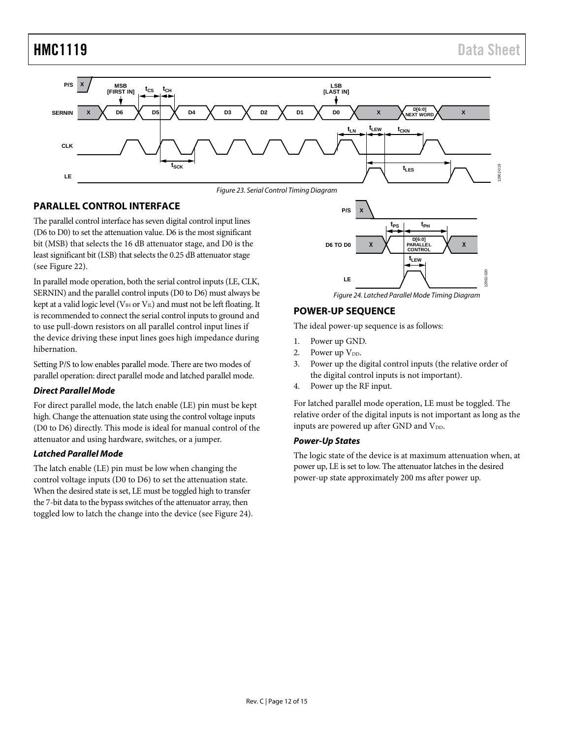Figure 23. Serial Control Timing Diagram

## PARALLEL CONTROL INTERFACE

The parallel control interface has seven digital control input lines (D6 to D0) to set the attenuation value. D6 is the most significant bit (MSB) that selects the 16 dB attenuator stage, and D0 is the least significant bit (LSB) that selects the 0.25 dB attenuator stage (see Figure 22).

In parallel mode operation, both the serial control inputs (LE, CLK, SERNIN) and the parallel control inputs (D0 to D6) must always be kept at a valid logic level ($V_{IH}$ or $V_{IL}$) and must not be left floating. It is recommended to connect the serial control inputs to ground and to use pull-down resistors on all parallel control input lines if the device driving these input lines goes high impedance during hibernation.

Setting P/S to low enables parallel mode. There are two modes of parallel operation: direct parallel mode and latched parallel mode.

### *Direct Parallel Mode*

For direct parallel mode, the latch enable (LE) pin must be kept high. Change the attenuation state using the control voltage inputs (D0 to D6) directly. This mode is ideal for manual control of the attenuator and using hardware, switches, or a jumper.

### *Latched Parallel Mode*

The latch enable (LE) pin must be low when changing the control voltage inputs (D0 to D6) to set the attenuation state. When the desired state is set, LE must be toggled high to transfer the 7-bit data to the bypass switches of the attenuator array, then toggled low to latch the change into the device (see Figure 24).

Figure 24. Latched Parallel Mode Timing Diagram

## POWER-UP SEQUENCE

The ideal power-up sequence is as follows:

1. Power up GND.
2. Power up $V_{DD}$.
3. Power up the digital control inputs (the relative order of the digital control inputs is not important).
4. Power up the RF input.

For latched parallel mode operation, LE must be toggled. The relative order of the digital inputs is not important as long as the inputs are powered up after GND and $V_{DD}$.

### *Power-Up States*

The logic state of the device is at maximum attenuation when, at power up, LE is set to low. The attenuator latches in the desired power-up state approximately 200 ms after power up.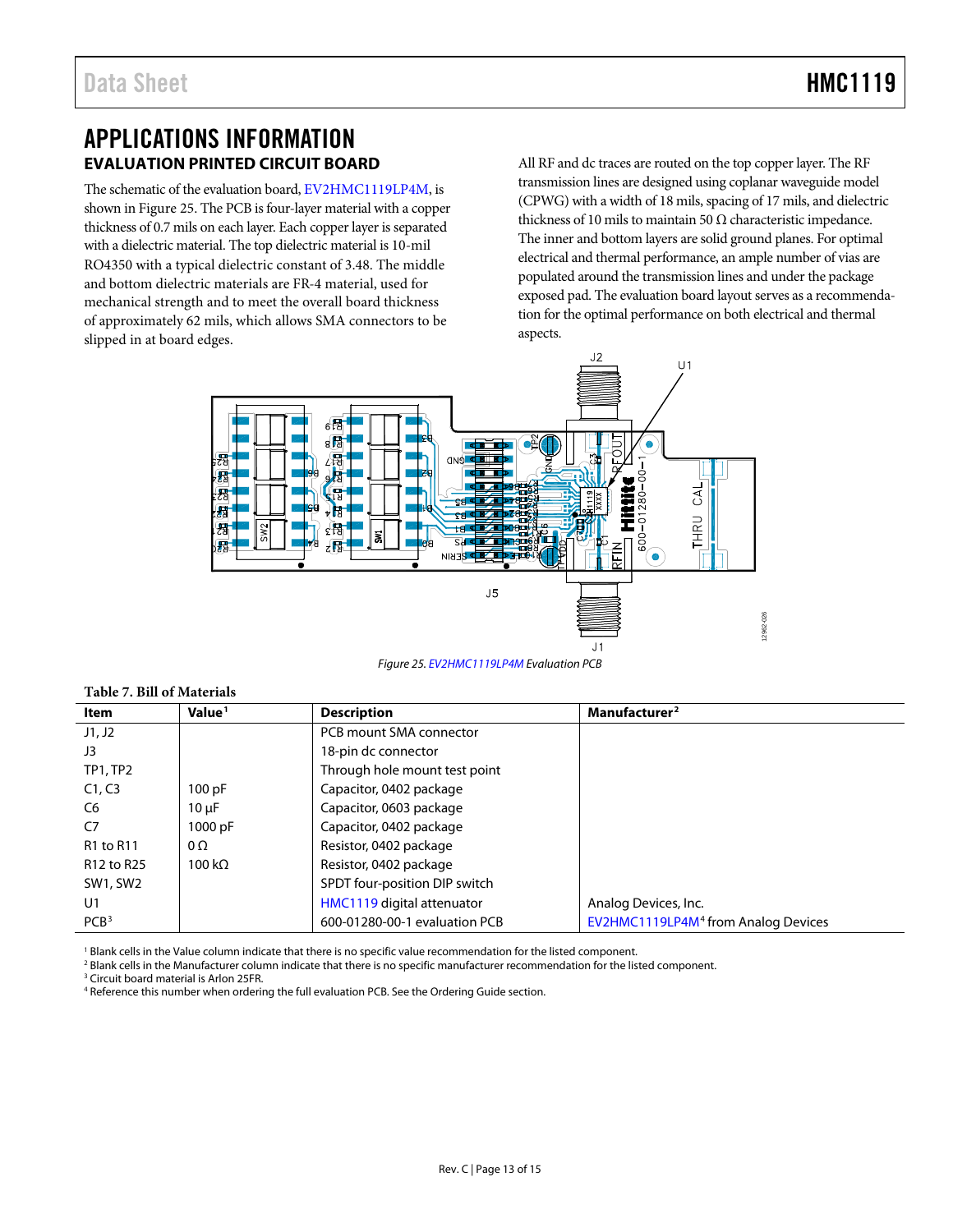# APPLICATIONS INFORMATION

## EVALUATION PRINTED CIRCUIT BOARD

The schematic of the evaluation board, EV2HMC1119LP4M, is shown in Figure 25. The PCB is four-layer material with a copper thickness of 0.7 mils on each layer. Each copper layer is separated with a dielectric material. The top dielectric material is 10-mil RO4350 with a typical dielectric constant of 3.48. The middle and bottom dielectric materials are FR-4 material, used for mechanical strength and to meet the overall board thickness of approximately 62 mils, which allows SMA connectors to be slipped in at board edges.

All RF and dc traces are routed on the top copper layer. The RF transmission lines are designed using coplanar waveguide model (CPWG) with a width of 18 mils, spacing of 17 mils, and dielectric thickness of 10 mils to maintain 50 Ω characteristic impedance. The inner and bottom layers are solid ground planes. For optimal electrical and thermal performance, an ample number of vias are populated around the transmission lines and under the package exposed pad. The evaluation board layout serves as a recommendation for the optimal performance on both electrical and thermal aspects.

*Figure 25. EV2HMC1119LP4M Evaluation PCB*

**Table 7. Bill of Materials**

| Item | Value[1] | Description | Manufacturer[2] |
|---|---|---|---|
| J1, J2 | | PCB mount SMA connector | |
| J3 | | 18-pin dc connector | |
| TP1, TP2 | | Through hole mount test point | |
| C1, C3 | 100 pF | Capacitor, 0402 package | |
| C6 | 10 µF | Capacitor, 0603 package | |
| C7 | 1000 pF | Capacitor, 0402 package | |
| R1 to R11 | 0 Ω | Resistor, 0402 package | |
| R12 to R25 | 100 kΩ | Resistor, 0402 package | |
| SW1, SW2 | | SPDT four-position DIP switch | |
| U1 | | HMC1119 digital attenuator | Analog Devices, Inc. |
| PCB[3] | | 600-01280-00-1 evaluation PCB | EV2HMC1119LP4M[4] from Analog Devices |

[1] Blank cells in the Value column indicate that there is no specific value recommendation for the listed component.
[2] Blank cells in the Manufacturer column indicate that there is no specific manufacturer recommendation for the listed component.
[3] Circuit board material is Arlon 25FR.
[4] Reference this number when ordering the full evaluation PCB. See the Ordering Guide section.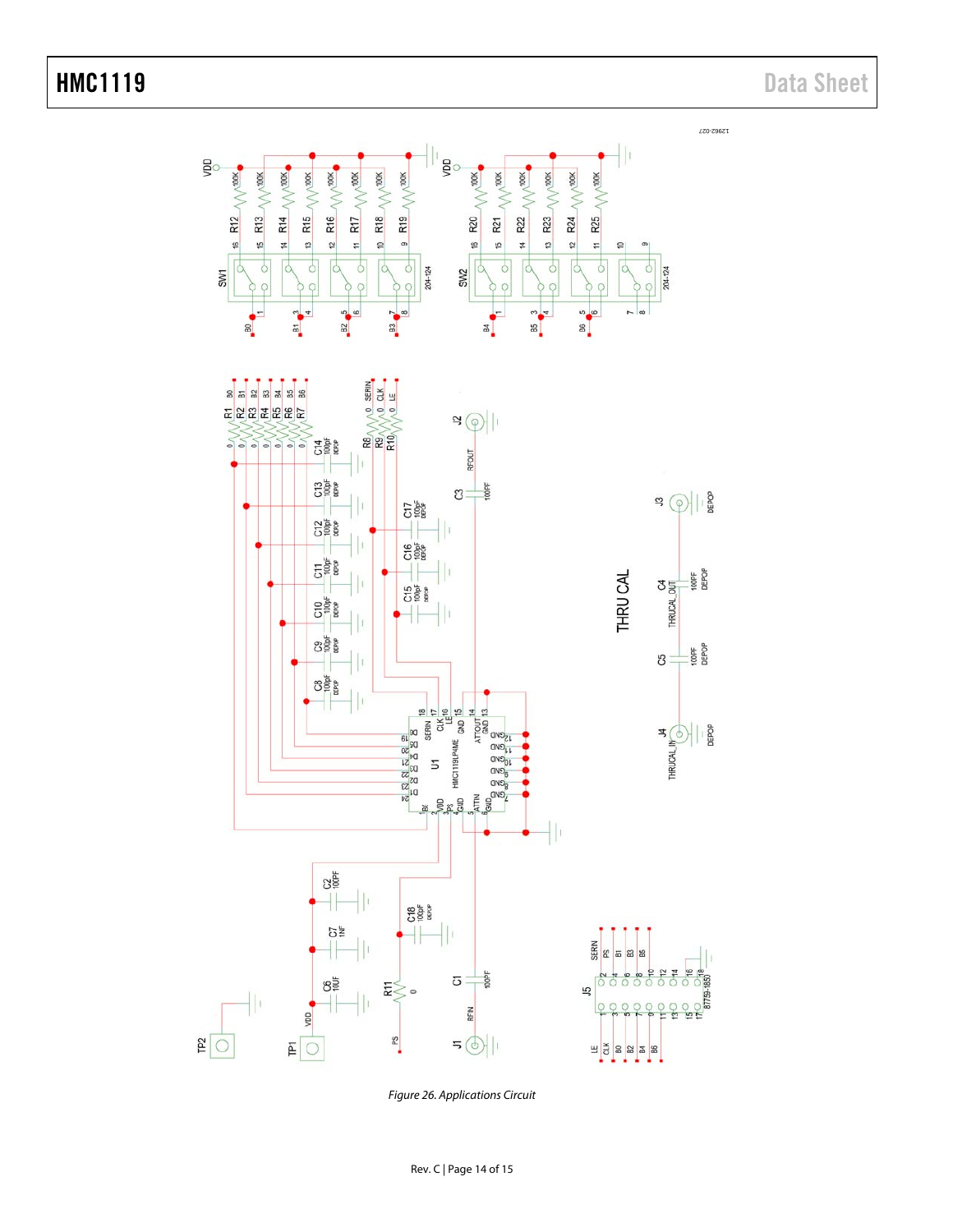Figure 26. Applications Circuit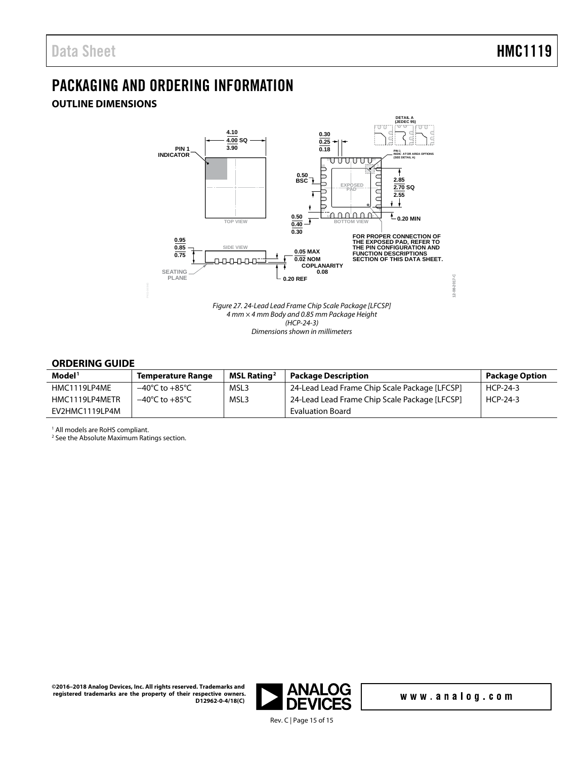# PACKAGING AND ORDERING INFORMATION

## OUTLINE DIMENSIONS

4.10
4.00 SQ
3.90
PIN 1 INDICATOR
TOP VIEW
0.30
0.25
0.18
DETAIL A (JEDEC 95)
PIN 1 INDIC ATOR AREA OPTIONS (SEE DETAIL A)
0.50 BSC
EXPOSED PAD
2.85
2.70 SQ
2.55
0.50
0.40
0.30
BOTTOM VIEW
0.20 MIN
FOR PROPER CONNECTION OF THE EXPOSED PAD, REFER TO THE PIN CONFIGURATION AND FUNCTION DESCRIPTIONS SECTION OF THIS DATA SHEET.
0.95
0.85
0.75
SIDE VIEW
0.05 MAX
0.02 NOM
COPLANARITY 0.08
SEATING PLANE
0.20 REF
12-08-2017-C

*Figure 27. 24-Lead Lead Frame Chip Scale Package [LFCSP]*
*4 mm × 4 mm Body and 0.85 mm Package Height*
*(HCP-24-3)*
*Dimensions shown in millimeters*

## ORDERING GUIDE

| Model[1] | Temperature Range | MSL Rating[2] | Package Description | Package Option |
|---|---|---|---|---|
| HMC1119LP4ME | −40°C to +85°C | MSL3 | 24-Lead Lead Frame Chip Scale Package [LFCSP] | HCP-24-3 |
| HMC1119LP4METR | −40°C to +85°C | MSL3 | 24-Lead Lead Frame Chip Scale Package [LFCSP] | HCP-24-3 |
| EV2HMC1119LP4M | | | Evaluation Board | |

[1] All models are RoHS compliant.
[2] See the Absolute Maximum Ratings section.

©2016–2018 Analog Devices, Inc. All rights reserved. Trademarks and registered trademarks are the property of their respective owners.
D12962-0-4/18(C)

www.analog.com